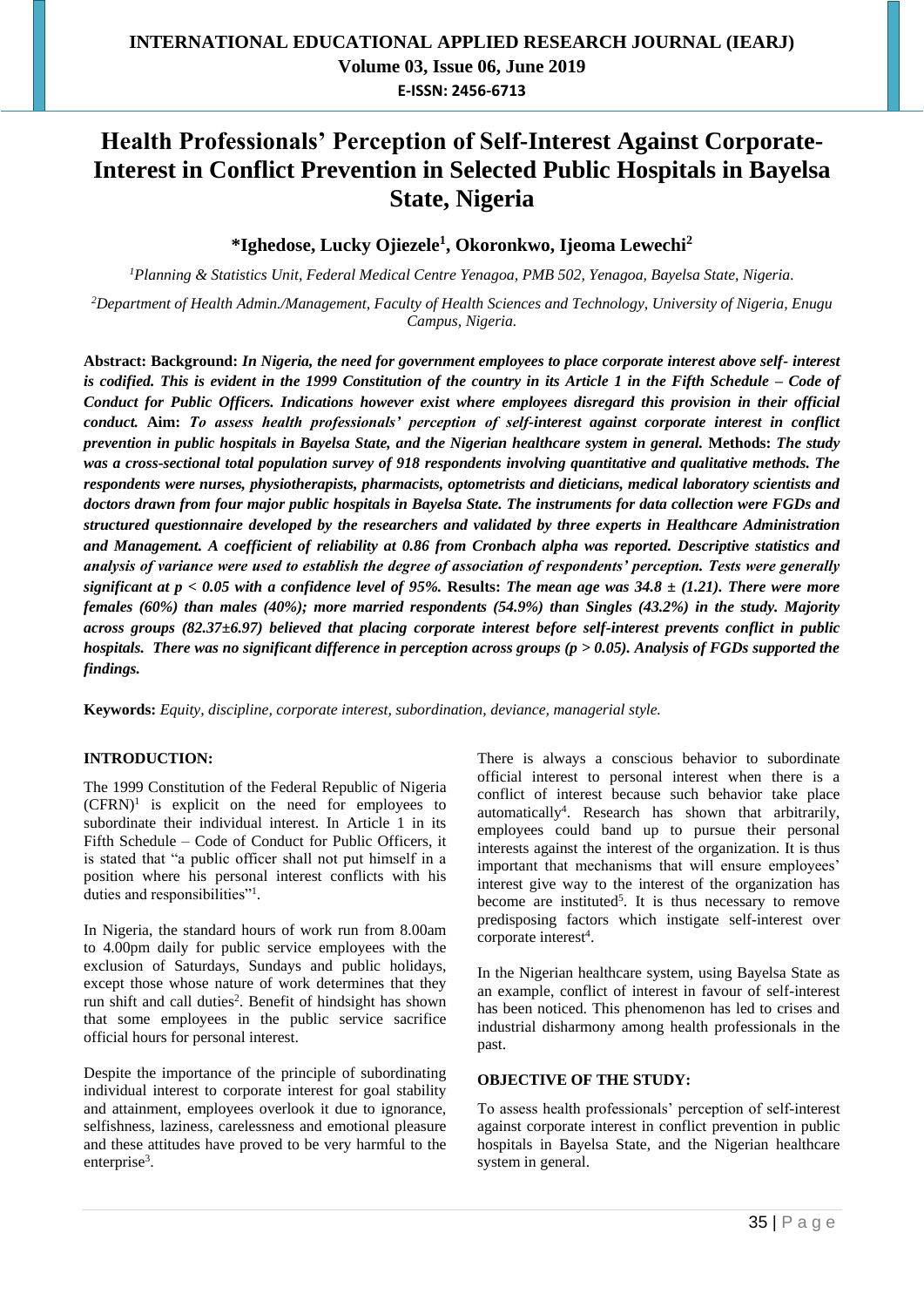# Health Professionals' Perception of Self-Interest Against Corporate-Interest in Conflict Prevention in Selected Public Hospitals in Bayelsa State, Nigeria

**\*Ighedose, Lucky Ojiezele[1], Okoronkwo, Ijeoma Lewechi[2]**

*[1]Planning & Statistics Unit, Federal Medical Centre Yenagoa, PMB 502, Yenagoa, Bayelsa State, Nigeria.*

*[2]Department of Health Admin./Management, Faculty of Health Sciences and Technology, University of Nigeria, Enugu Campus, Nigeria.*

**Abstract: Background:** ***In Nigeria, the need for government employees to place corporate interest above self- interest is codified. This is evident in the 1999 Constitution of the country in its Article 1 in the Fifth Schedule – Code of Conduct for Public Officers. Indications however exist where employees disregard this provision in their official conduct.*** **Aim:** ***To assess health professionals' perception of self-interest against corporate interest in conflict prevention in public hospitals in Bayelsa State, and the Nigerian healthcare system in general.*** **Methods:** ***The study was a cross-sectional total population survey of 918 respondents involving quantitative and qualitative methods. The respondents were nurses, physiotherapists, pharmacists, optometrists and dieticians, medical laboratory scientists and doctors drawn from four major public hospitals in Bayelsa State. The instruments for data collection were FGDs and structured questionnaire developed by the researchers and validated by three experts in Healthcare Administration and Management. A coefficient of reliability at 0.86 from Cronbach alpha was reported. Descriptive statistics and analysis of variance were used to establish the degree of association of respondents' perception. Tests were generally significant at $p < 0.05$ with a confidence level of 95%.*** **Results:** ***The mean age was $34.8 \pm (1.21)$. There were more females (60%) than males (40%); more married respondents (54.9%) than Singles (43.2%) in the study. Majority across groups ($82.37 \pm 6.97$) believed that placing corporate interest before self-interest prevents conflict in public hospitals. There was no significant difference in perception across groups ($p > 0.05$). Analysis of FGDs supported the findings.***

**Keywords:** *Equity, discipline, corporate interest, subordination, deviance, managerial style.*

## INTRODUCTION:

The 1999 Constitution of the Federal Republic of Nigeria (CFRN)[1] is explicit on the need for employees to subordinate their individual interest. In Article 1 in its Fifth Schedule – Code of Conduct for Public Officers, it is stated that "a public officer shall not put himself in a position where his personal interest conflicts with his duties and responsibilities"[1].

In Nigeria, the standard hours of work run from 8.00am to 4.00pm daily for public service employees with the exclusion of Saturdays, Sundays and public holidays, except those whose nature of work determines that they run shift and call duties[2]. Benefit of hindsight has shown that some employees in the public service sacrifice official hours for personal interest.

Despite the importance of the principle of subordinating individual interest to corporate interest for goal stability and attainment, employees overlook it due to ignorance, selfishness, laziness, carelessness and emotional pleasure and these attitudes have proved to be very harmful to the enterprise[3].

There is always a conscious behavior to subordinate official interest to personal interest when there is a conflict of interest because such behavior take place automatically[4]. Research has shown that arbitrarily, employees could band up to pursue their personal interests against the interest of the organization. It is thus important that mechanisms that will ensure employees' interest give way to the interest of the organization has become are instituted[5]. It is thus necessary to remove predisposing factors which instigate self-interest over corporate interest[4].

In the Nigerian healthcare system, using Bayelsa State as an example, conflict of interest in favour of self-interest has been noticed. This phenomenon has led to crises and industrial disharmony among health professionals in the past.

## OBJECTIVE OF THE STUDY:

To assess health professionals' perception of self-interest against corporate interest in conflict prevention in public hospitals in Bayelsa State, and the Nigerian healthcare system in general.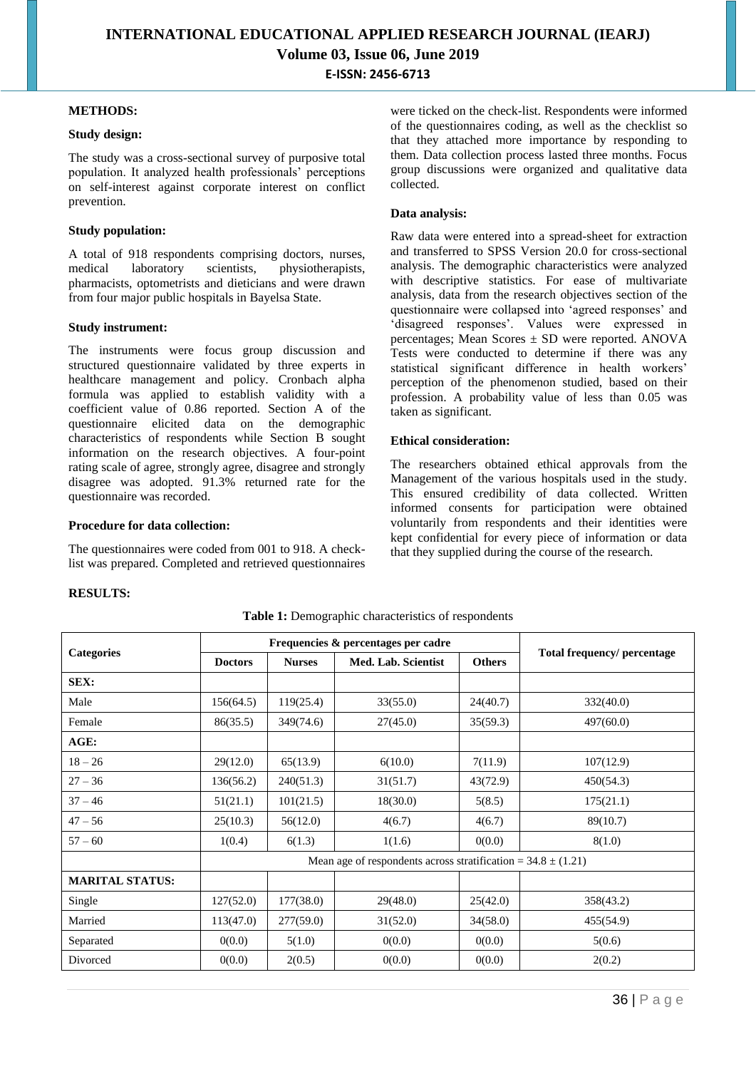## METHODS:

### Study design:

The study was a cross-sectional survey of purposive total population. It analyzed health professionals' perceptions on self-interest against corporate interest on conflict prevention.

### Study population:

A total of 918 respondents comprising doctors, nurses, medical laboratory scientists, physiotherapists, pharmacists, optometrists and dieticians and were drawn from four major public hospitals in Bayelsa State.

### Study instrument:

The instruments were focus group discussion and structured questionnaire validated by three experts in healthcare management and policy. Cronbach alpha formula was applied to establish validity with a coefficient value of 0.86 reported. Section A of the questionnaire elicited data on the demographic characteristics of respondents while Section B sought information on the research objectives. A four-point rating scale of agree, strongly agree, disagree and strongly disagree was adopted. 91.3% returned rate for the questionnaire was recorded.

### Procedure for data collection:

The questionnaires were coded from 001 to 918. A check-list was prepared. Completed and retrieved questionnaires were ticked on the check-list. Respondents were informed of the questionnaires coding, as well as the checklist so that they attached more importance by responding to them. Data collection process lasted three months. Focus group discussions were organized and qualitative data collected.

### Data analysis:

Raw data were entered into a spread-sheet for extraction and transferred to SPSS Version 20.0 for cross-sectional analysis. The demographic characteristics were analyzed with descriptive statistics. For ease of multivariate analysis, data from the research objectives section of the questionnaire were collapsed into 'agreed responses' and 'disagreed responses'. Values were expressed in percentages; Mean Scores ± SD were reported. ANOVA Tests were conducted to determine if there was any statistical significant difference in health workers' perception of the phenomenon studied, based on their profession. A probability value of less than 0.05 was taken as significant.

### Ethical consideration:

The researchers obtained ethical approvals from the Management of the various hospitals used in the study. This ensured credibility of data collected. Written informed consents for participation were obtained voluntarily from respondents and their identities were kept confidential for every piece of information or data that they supplied during the course of the research.

## RESULTS:

**Table 1:** Demographic characteristics of respondents

| Categories | Frequencies & percentages per cadre | | | | Total frequency/ percentage |
|---|---|---|---|---|---|
| | Doctors | Nurses | Med. Lab. Scientist | Others | |
| **SEX:** | | | | | |
| Male | 156(64.5) | 119(25.4) | 33(55.0) | 24(40.7) | 332(40.0) |
| Female | 86(35.5) | 349(74.6) | 27(45.0) | 35(59.3) | 497(60.0) |
| **AGE:** | | | | | |
| 18 – 26 | 29(12.0) | 65(13.9) | 6(10.0) | 7(11.9) | 107(12.9) |
| 27 – 36 | 136(56.2) | 240(51.3) | 31(51.7) | 43(72.9) | 450(54.3) |
| 37 – 46 | 51(21.1) | 101(21.5) | 18(30.0) | 5(8.5) | 175(21.1) |
| 47 – 56 | 25(10.3) | 56(12.0) | 4(6.7) | 4(6.7) | 89(10.7) |
| 57 – 60 | 1(0.4) | 6(1.3) | 1(1.6) | 0(0.0) | 8(1.0) |
| | Mean age of respondents across stratification = 34.8 ± (1.21) | | | | |
| **MARITAL STATUS:** | | | | | |
| Single | 127(52.0) | 177(38.0) | 29(48.0) | 25(42.0) | 358(43.2) |
| Married | 113(47.0) | 277(59.0) | 31(52.0) | 34(58.0) | 455(54.9) |
| Separated | 0(0.0) | 5(1.0) | 0(0.0) | 0(0.0) | 5(0.6) |
| Divorced | 0(0.0) | 2(0.5) | 0(0.0) | 0(0.0) | 2(0.2) |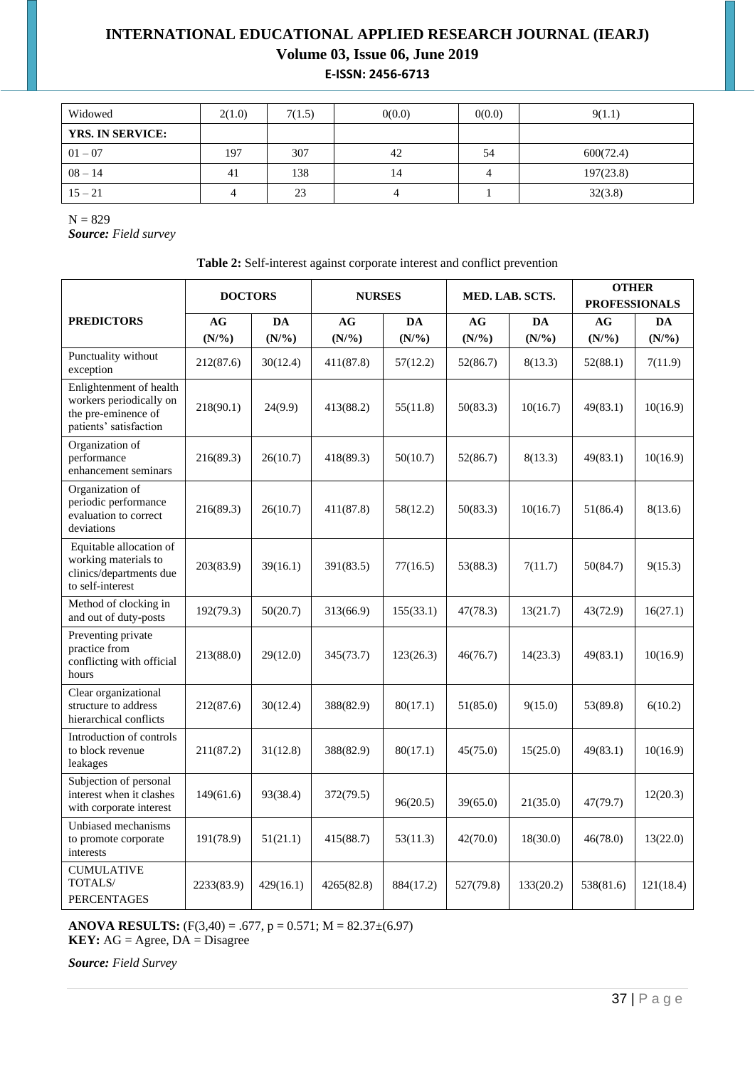| Widowed | 2(1.0) | 7(1.5) | 0(0.0) | 0(0.0) | 9(1.1) |
|---|---|---|---|---|---|
| **YRS. IN SERVICE:** | | | | | |
| 01 – 07 | 197 | 307 | 42 | 54 | 600(72.4) |
| 08 – 14 | 41 | 138 | 14 | 4 | 197(23.8) |
| 15 – 21 | 4 | 23 | 4 | 1 | 32(3.8) |

N = 829
***Source:*** *Field survey*

**Table 2:** Self-interest against corporate interest and conflict prevention

| **PREDICTORS** | **DOCTORS** | | **NURSES** | | **MED. LAB. SCTS.** | | **OTHER PROFESSIONALS** | |
|---|---|---|---|---|---|---|---|---|
| | **AG (N/%)** | **DA (N/%)** | **AG (N/%)** | **DA (N/%)** | **AG (N/%)** | **DA (N/%)** | **AG (N/%)** | **DA (N/%)** |
| Punctuality without exception | 212(87.6) | 30(12.4) | 411(87.8) | 57(12.2) | 52(86.7) | 8(13.3) | 52(88.1) | 7(11.9) |
| Enlightenment of health workers periodically on the pre-eminence of patients' satisfaction | 218(90.1) | 24(9.9) | 413(88.2) | 55(11.8) | 50(83.3) | 10(16.7) | 49(83.1) | 10(16.9) |
| Organization of performance enhancement seminars | 216(89.3) | 26(10.7) | 418(89.3) | 50(10.7) | 52(86.7) | 8(13.3) | 49(83.1) | 10(16.9) |
| Organization of periodic performance evaluation to correct deviations | 216(89.3) | 26(10.7) | 411(87.8) | 58(12.2) | 50(83.3) | 10(16.7) | 51(86.4) | 8(13.6) |
| Equitable allocation of working materials to clinics/departments due to self-interest | 203(83.9) | 39(16.1) | 391(83.5) | 77(16.5) | 53(88.3) | 7(11.7) | 50(84.7) | 9(15.3) |
| Method of clocking in and out of duty-posts | 192(79.3) | 50(20.7) | 313(66.9) | 155(33.1) | 47(78.3) | 13(21.7) | 43(72.9) | 16(27.1) |
| Preventing private practice from conflicting with official hours | 213(88.0) | 29(12.0) | 345(73.7) | 123(26.3) | 46(76.7) | 14(23.3) | 49(83.1) | 10(16.9) |
| Clear organizational structure to address hierarchical conflicts | 212(87.6) | 30(12.4) | 388(82.9) | 80(17.1) | 51(85.0) | 9(15.0) | 53(89.8) | 6(10.2) |
| Introduction of controls to block revenue leakages | 211(87.2) | 31(12.8) | 388(82.9) | 80(17.1) | 45(75.0) | 15(25.0) | 49(83.1) | 10(16.9) |
| Subjection of personal interest when it clashes with corporate interest | 149(61.6) | 93(38.4) | 372(79.5) | 96(20.5) | 39(65.0) | 21(35.0) | 47(79.7) | 12(20.3) |
| Unbiased mechanisms to promote corporate interests | 191(78.9) | 51(21.1) | 415(88.7) | 53(11.3) | 42(70.0) | 18(30.0) | 46(78.0) | 13(22.0) |
| CUMULATIVE TOTALS/ PERCENTAGES | 2233(83.9) | 429(16.1) | 4265(82.8) | 884(17.2) | 527(79.8) | 133(20.2) | 538(81.6) | 121(18.4) |

**ANOVA RESULTS:** $(F(3,40) = .677, p = 0.571; M = 82.37 \pm (6.97)$
**KEY:** AG = Agree, DA = Disagree

***Source:*** *Field Survey*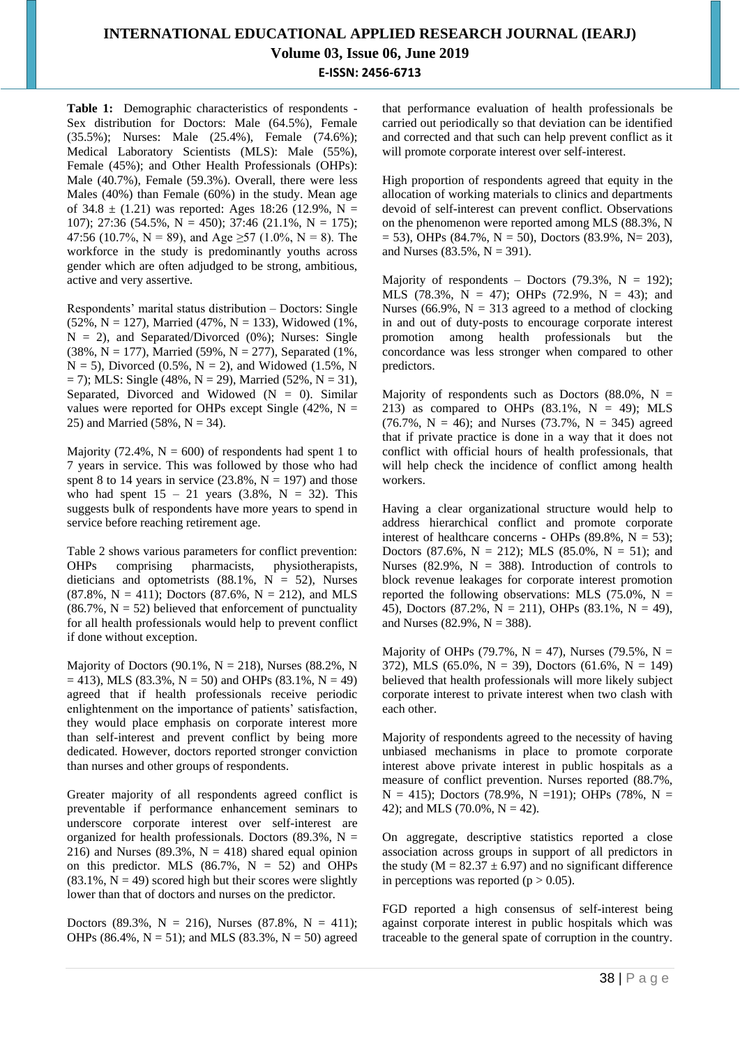**Table 1:** Demographic characteristics of respondents - Sex distribution for Doctors: Male (64.5%), Female (35.5%); Nurses: Male (25.4%), Female (74.6%); Medical Laboratory Scientists (MLS): Male (55%), Female (45%); and Other Health Professionals (OHPs): Male (40.7%), Female (59.3%). Overall, there were less Males (40%) than Female (60%) in the study. Mean age of 34.8 ± (1.21) was reported: Ages 18:26 (12.9%, N = 107); 27:36 (54.5%, N = 450); 37:46 (21.1%, N = 175); 47:56 (10.7%, N = 89), and Age ≥57 (1.0%, N = 8). The workforce in the study is predominantly youths across gender which are often adjudged to be strong, ambitious, active and very assertive.

Respondents' marital status distribution – Doctors: Single (52%, N = 127), Married (47%, N = 133), Widowed (1%, N = 2), and Separated/Divorced (0%); Nurses: Single (38%, N = 177), Married (59%, N = 277), Separated (1%, N = 5), Divorced (0.5%, N = 2), and Widowed (1.5%, N = 7); MLS: Single (48%, N = 29), Married (52%, N = 31), Separated, Divorced and Widowed (N = 0). Similar values were reported for OHPs except Single (42%, N = 25) and Married (58%, N = 34).

Majority (72.4%, N = 600) of respondents had spent 1 to 7 years in service. This was followed by those who had spent 8 to 14 years in service (23.8%, N = 197) and those who had spent 15 – 21 years (3.8%, N = 32). This suggests bulk of respondents have more years to spend in service before reaching retirement age.

Table 2 shows various parameters for conflict prevention: OHPs comprising pharmacists, physiotherapists, dieticians and optometrists (88.1%, N = 52), Nurses (87.8%, N = 411); Doctors (87.6%, N = 212), and MLS (86.7%, N = 52) believed that enforcement of punctuality for all health professionals would help to prevent conflict if done without exception.

Majority of Doctors (90.1%, N = 218), Nurses (88.2%, N = 413), MLS (83.3%, N = 50) and OHPs (83.1%, N = 49) agreed that if health professionals receive periodic enlightenment on the importance of patients' satisfaction, they would place emphasis on corporate interest more than self-interest and prevent conflict by being more dedicated. However, doctors reported stronger conviction than nurses and other groups of respondents.

Greater majority of all respondents agreed conflict is preventable if performance enhancement seminars to underscore corporate interest over self-interest are organized for health professionals. Doctors (89.3%, N = 216) and Nurses (89.3%, N = 418) shared equal opinion on this predictor. MLS (86.7%, N = 52) and OHPs (83.1%, N = 49) scored high but their scores were slightly lower than that of doctors and nurses on the predictor.

Doctors (89.3%, N = 216), Nurses (87.8%, N = 411); OHPs (86.4%, N = 51); and MLS (83.3%, N = 50) agreed that performance evaluation of health professionals be carried out periodically so that deviation can be identified and corrected and that such can help prevent conflict as it will promote corporate interest over self-interest.

High proportion of respondents agreed that equity in the allocation of working materials to clinics and departments devoid of self-interest can prevent conflict. Observations on the phenomenon were reported among MLS (88.3%, N = 53), OHPs (84.7%, N = 50), Doctors (83.9%, N= 203), and Nurses (83.5%, N = 391).

Majority of respondents – Doctors (79.3%, N = 192); MLS (78.3%, N = 47); OHPs (72.9%, N = 43); and Nurses (66.9%, N = 313 agreed to a method of clocking in and out of duty-posts to encourage corporate interest promotion among health professionals but the concordance was less stronger when compared to other predictors.

Majority of respondents such as Doctors (88.0%, N = 213) as compared to OHPs (83.1%, N = 49); MLS (76.7%, N = 46); and Nurses (73.7%, N = 345) agreed that if private practice is done in a way that it does not conflict with official hours of health professionals, that will help check the incidence of conflict among health workers.

Having a clear organizational structure would help to address hierarchical conflict and promote corporate interest of healthcare concerns - OHPs (89.8%, N = 53); Doctors (87.6%, N = 212); MLS (85.0%, N = 51); and Nurses (82.9%, N = 388). Introduction of controls to block revenue leakages for corporate interest promotion reported the following observations: MLS (75.0%, N = 45), Doctors (87.2%, N = 211), OHPs (83.1%, N = 49), and Nurses (82.9%, N = 388).

Majority of OHPs (79.7%, N = 47), Nurses (79.5%, N = 372), MLS (65.0%, N = 39), Doctors (61.6%, N = 149) believed that health professionals will more likely subject corporate interest to private interest when two clash with each other.

Majority of respondents agreed to the necessity of having unbiased mechanisms in place to promote corporate interest above private interest in public hospitals as a measure of conflict prevention. Nurses reported (88.7%, N = 415); Doctors (78.9%, N =191); OHPs (78%, N = 42); and MLS (70.0%, N = 42).

On aggregate, descriptive statistics reported a close association across groups in support of all predictors in the study (M = 82.37 ± 6.97) and no significant difference in perceptions was reported ($p > 0.05$).

FGD reported a high consensus of self-interest being against corporate interest in public hospitals which was traceable to the general spate of corruption in the country.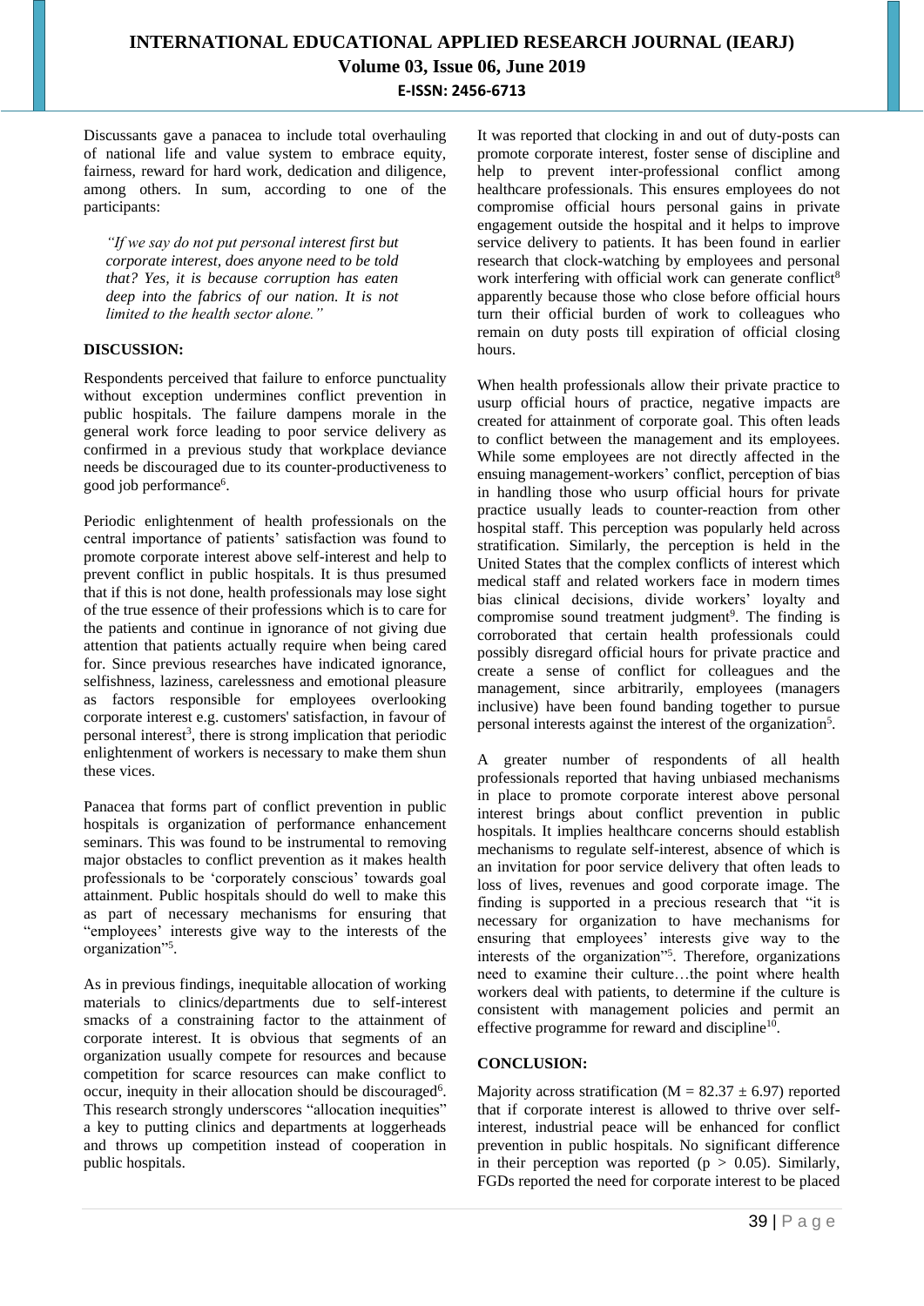Discussants gave a panacea to include total overhauling of national life and value system to embrace equity, fairness, reward for hard work, dedication and diligence, among others. In sum, according to one of the participants:

> *"If we say do not put personal interest first but corporate interest, does anyone need to be told that? Yes, it is because corruption has eaten deep into the fabrics of our nation. It is not limited to the health sector alone."*

## DISCUSSION:

Respondents perceived that failure to enforce punctuality without exception undermines conflict prevention in public hospitals. The failure dampens morale in the general work force leading to poor service delivery as confirmed in a previous study that workplace deviance needs be discouraged due to its counter-productiveness to good job performance[6].

Periodic enlightenment of health professionals on the central importance of patients' satisfaction was found to promote corporate interest above self-interest and help to prevent conflict in public hospitals. It is thus presumed that if this is not done, health professionals may lose sight of the true essence of their professions which is to care for the patients and continue in ignorance of not giving due attention that patients actually require when being cared for. Since previous researches have indicated ignorance, selfishness, laziness, carelessness and emotional pleasure as factors responsible for employees overlooking corporate interest e.g. customers' satisfaction, in favour of personal interest[3], there is strong implication that periodic enlightenment of workers is necessary to make them shun these vices.

Panacea that forms part of conflict prevention in public hospitals is organization of performance enhancement seminars. This was found to be instrumental to removing major obstacles to conflict prevention as it makes health professionals to be 'corporately conscious' towards goal attainment. Public hospitals should do well to make this as part of necessary mechanisms for ensuring that "employees' interests give way to the interests of the organization"[5].

As in previous findings, inequitable allocation of working materials to clinics/departments due to self-interest smacks of a constraining factor to the attainment of corporate interest. It is obvious that segments of an organization usually compete for resources and because competition for scarce resources can make conflict to occur, inequity in their allocation should be discouraged[6]. This research strongly underscores "allocation inequities" a key to putting clinics and departments at loggerheads and throws up competition instead of cooperation in public hospitals.

It was reported that clocking in and out of duty-posts can promote corporate interest, foster sense of discipline and help to prevent inter-professional conflict among healthcare professionals. This ensures employees do not compromise official hours personal gains in private engagement outside the hospital and it helps to improve service delivery to patients. It has been found in earlier research that clock-watching by employees and personal work interfering with official work can generate conflict[8] apparently because those who close before official hours turn their official burden of work to colleagues who remain on duty posts till expiration of official closing hours.

When health professionals allow their private practice to usurp official hours of practice, negative impacts are created for attainment of corporate goal. This often leads to conflict between the management and its employees. While some employees are not directly affected in the ensuing management-workers' conflict, perception of bias in handling those who usurp official hours for private practice usually leads to counter-reaction from other hospital staff. This perception was popularly held across stratification. Similarly, the perception is held in the United States that the complex conflicts of interest which medical staff and related workers face in modern times bias clinical decisions, divide workers' loyalty and compromise sound treatment judgment[9]. The finding is corroborated that certain health professionals could possibly disregard official hours for private practice and create a sense of conflict for colleagues and the management, since arbitrarily, employees (managers inclusive) have been found banding together to pursue personal interests against the interest of the organization[5].

A greater number of respondents of all health professionals reported that having unbiased mechanisms in place to promote corporate interest above personal interest brings about conflict prevention in public hospitals. It implies healthcare concerns should establish mechanisms to regulate self-interest, absence of which is an invitation for poor service delivery that often leads to loss of lives, revenues and good corporate image. The finding is supported in a precious research that "it is necessary for organization to have mechanisms for ensuring that employees' interests give way to the interests of the organization"[5]. Therefore, organizations need to examine their culture…the point where health workers deal with patients, to determine if the culture is consistent with management policies and permit an effective programme for reward and discipline[10].

## CONCLUSION:

Majority across stratification ($M = 82.37 \pm 6.97$) reported that if corporate interest is allowed to thrive over self-interest, industrial peace will be enhanced for conflict prevention in public hospitals. No significant difference in their perception was reported ($p > 0.05$). Similarly, FGDs reported the need for corporate interest to be placed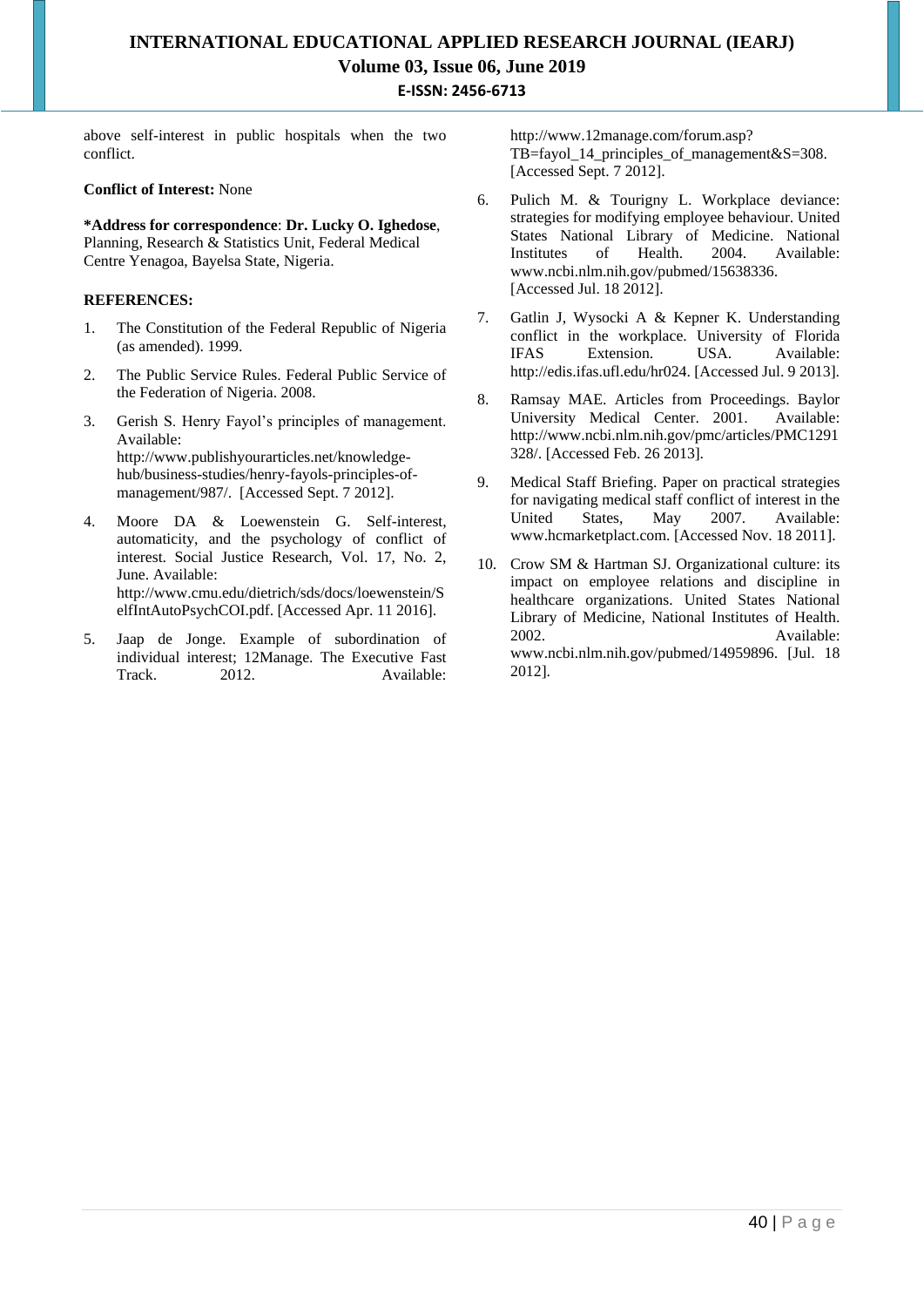above self-interest in public hospitals when the two conflict.

**Conflict of Interest:** None

***Address for correspondence**: **Dr. Lucky O. Ighedose**, Planning, Research & Statistics Unit, Federal Medical Centre Yenagoa, Bayelsa State, Nigeria.

**REFERENCES:**

1. The Constitution of the Federal Republic of Nigeria (as amended). 1999.
2. The Public Service Rules. Federal Public Service of the Federation of Nigeria. 2008.
3. Gerish S. Henry Fayol's principles of management. Available: http://www.publishyourarticles.net/knowledge-hub/business-studies/henry-fayols-principles-of-management/987/. [Accessed Sept. 7 2012].
4. Moore DA & Loewenstein G. Self-interest, automaticity, and the psychology of conflict of interest. Social Justice Research, Vol. 17, No. 2, June. Available: http://www.cmu.edu/dietrich/sds/docs/loewenstein/SelfIntAutoPsychCOI.pdf. [Accessed Apr. 11 2016].
5. Jaap de Jonge. Example of subordination of individual interest; 12Manage. The Executive Fast Track. 2012. Available: http://www.12manage.com/forum.asp?TB=fayol_14_principles_of_management&S=308. [Accessed Sept. 7 2012].
6. Pulich M. & Tourigny L. Workplace deviance: strategies for modifying employee behaviour. United States National Library of Medicine. National Institutes of Health. 2004. Available: www.ncbi.nlm.nih.gov/pubmed/15638336. [Accessed Jul. 18 2012].
7. Gatlin J, Wysocki A & Kepner K. Understanding conflict in the workplace. University of Florida IFAS Extension. USA. Available: http://edis.ifas.ufl.edu/hr024. [Accessed Jul. 9 2013].
8. Ramsay MAE. Articles from Proceedings. Baylor University Medical Center. 2001. Available: http://www.ncbi.nlm.nih.gov/pmc/articles/PMC1291328/. [Accessed Feb. 26 2013].
9. Medical Staff Briefing. Paper on practical strategies for navigating medical staff conflict of interest in the United States, May 2007. Available: www.hcmarketplact.com. [Accessed Nov. 18 2011].
10. Crow SM & Hartman SJ. Organizational culture: its impact on employee relations and discipline in healthcare organizations. United States National Library of Medicine, National Institutes of Health. 2002. Available: www.ncbi.nlm.nih.gov/pubmed/14959896. [Jul. 18 2012].